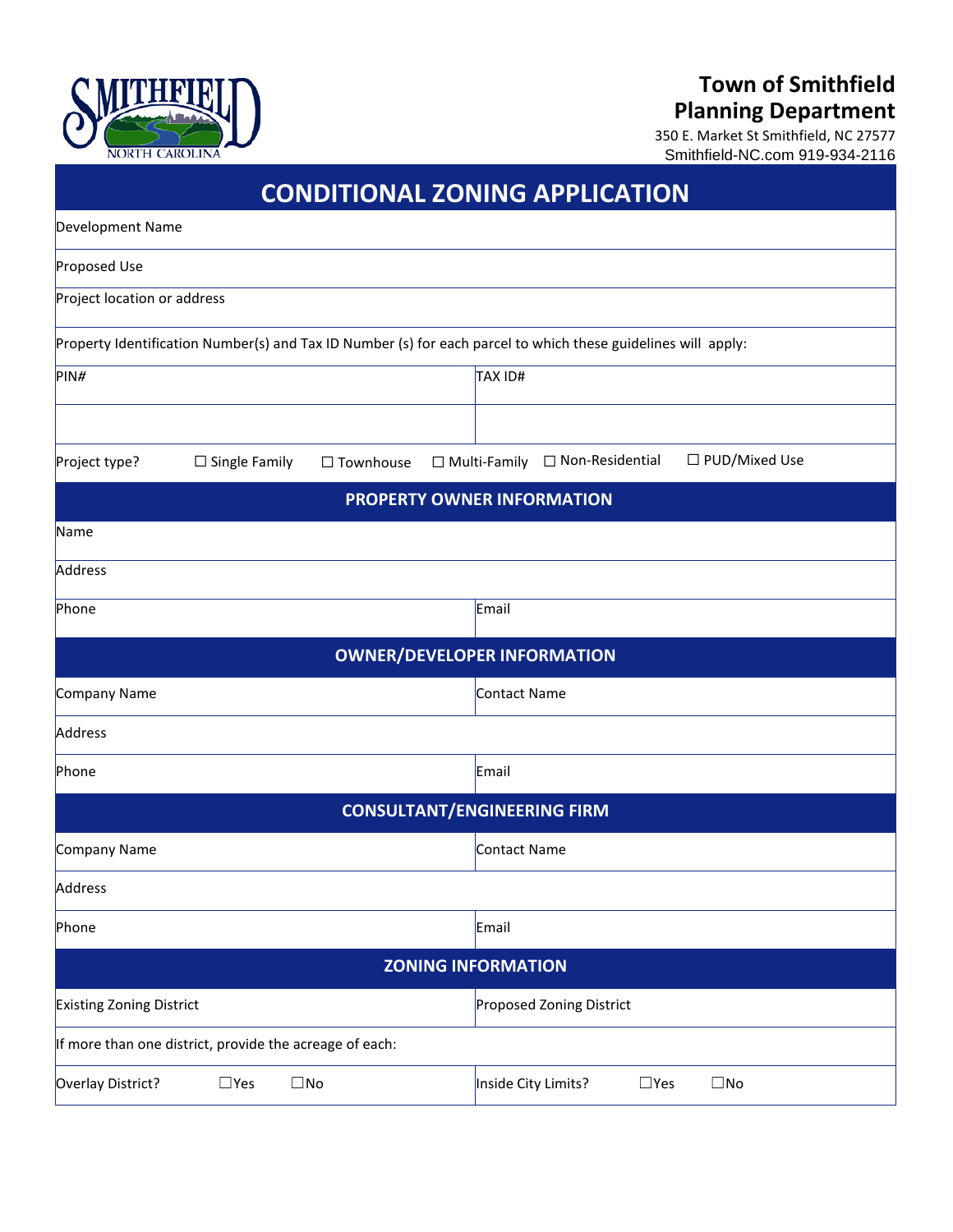**Town of Smithfield**
**Planning Department**
350 E. Market St Smithfield, NC 27577
Smithfield-NC.com 919-934-2116

# CONDITIONAL ZONING APPLICATION

| Development Name | |
|---|---|
| Proposed Use | |
| Project location or address | |
| Property Identification Number(s) and Tax ID Number (s) for each parcel to which these guidelines will apply: | |
| PIN# | TAX ID# |
| | |
| Project type? ☐ Single Family ☐ Townhouse ☐ Multi-Family ☐ Non-Residential ☐ PUD/Mixed Use | |

## PROPERTY OWNER INFORMATION

| Name | |
|---|---|
| Address | |
| Phone | Email |

## OWNER/DEVELOPER INFORMATION

| Company Name | Contact Name |
|---|---|
| Address | |
| Phone | Email |

## CONSULTANT/ENGINEERING FIRM

| Company Name | Contact Name |
|---|---|
| Address | |
| Phone | Email |

## ZONING INFORMATION

| Existing Zoning District | Proposed Zoning District |
|---|---|
| If more than one district, provide the acreage of each: | |
| Overlay District? ☐Yes ☐No | Inside City Limits? ☐Yes ☐No |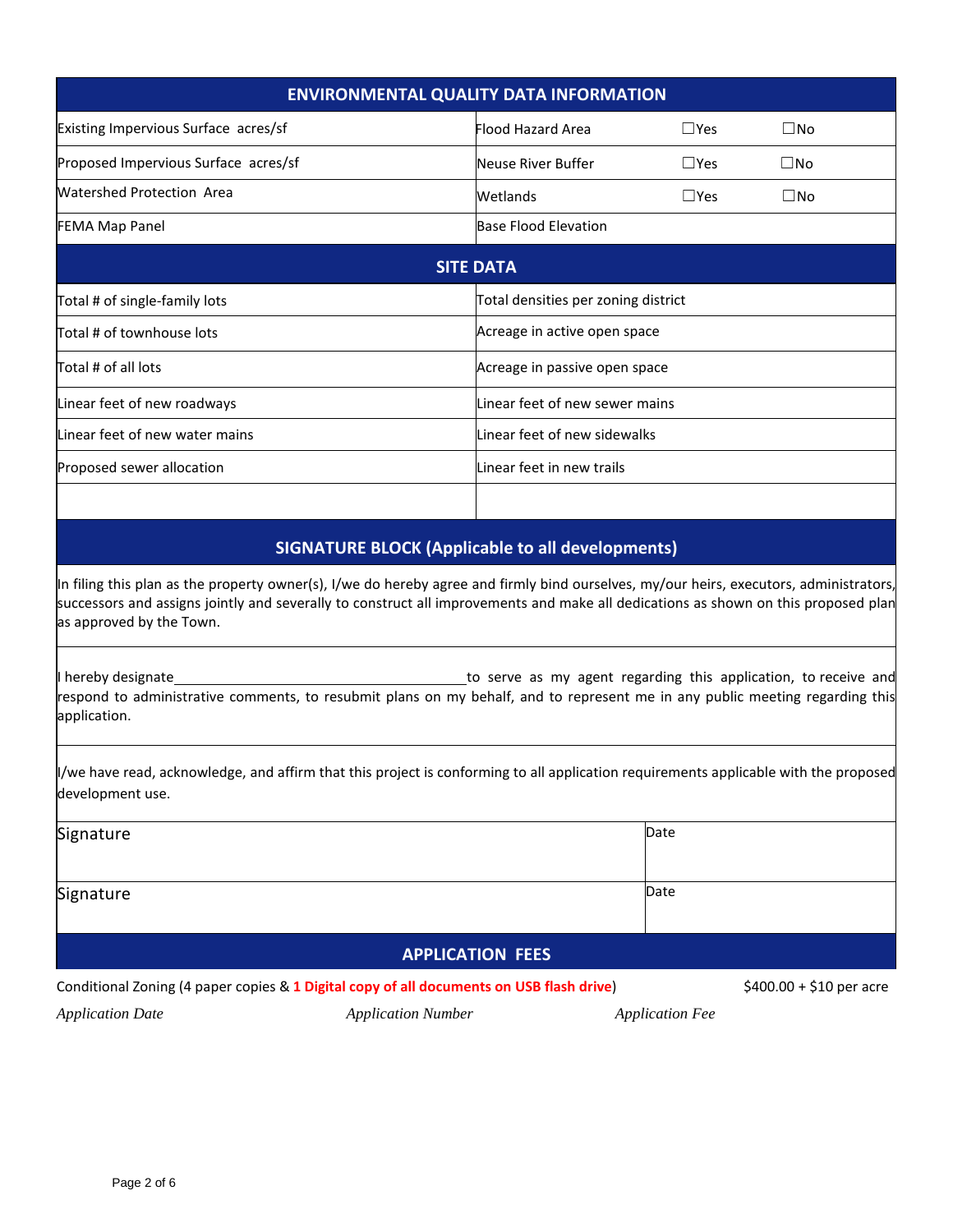## ENVIRONMENTAL QUALITY DATA INFORMATION

| | | | |
|---|---|---|---|
| Existing Impervious Surface acres/sf | Flood Hazard Area | ☐Yes | ☐No |
| Proposed Impervious Surface acres/sf | Neuse River Buffer | ☐Yes | ☐No |
| Watershed Protection Area | Wetlands | ☐Yes | ☐No |
| FEMA Map Panel | Base Flood Elevation | | |

## SITE DATA

| | |
|---|---|
| Total # of single-family lots | Total densities per zoning district |
| Total # of townhouse lots | Acreage in active open space |
| Total # of all lots | Acreage in passive open space |
| Linear feet of new roadways | Linear feet of new sewer mains |
| Linear feet of new water mains | Linear feet of new sidewalks |
| Proposed sewer allocation | Linear feet in new trails |
| | |

## SIGNATURE BLOCK (Applicable to all developments)

In filing this plan as the property owner(s), I/we do hereby agree and firmly bind ourselves, my/our heirs, executors, administrators, successors and assigns jointly and severally to construct all improvements and make all dedications as shown on this proposed plan as approved by the Town.

I hereby designate\_\_\_\_\_\_\_\_\_\_\_\_\_\_\_\_\_\_\_\_\_\_\_\_\_\_\_\_\_\_\_\_\_\_\_\_\_\_to serve as my agent regarding this application, to receive and respond to administrative comments, to resubmit plans on my behalf, and to represent me in any public meeting regarding this application.

I/we have read, acknowledge, and affirm that this project is conforming to all application requirements applicable with the proposed development use.

| | |
|---|---|
| Signature | Date |
| Signature | Date |

## APPLICATION FEES

Conditional Zoning (4 paper copies & **1 Digital copy of all documents on USB flash drive**) $400.00 + $10 per acre

*Application Date* *Application Number* *Application Fee*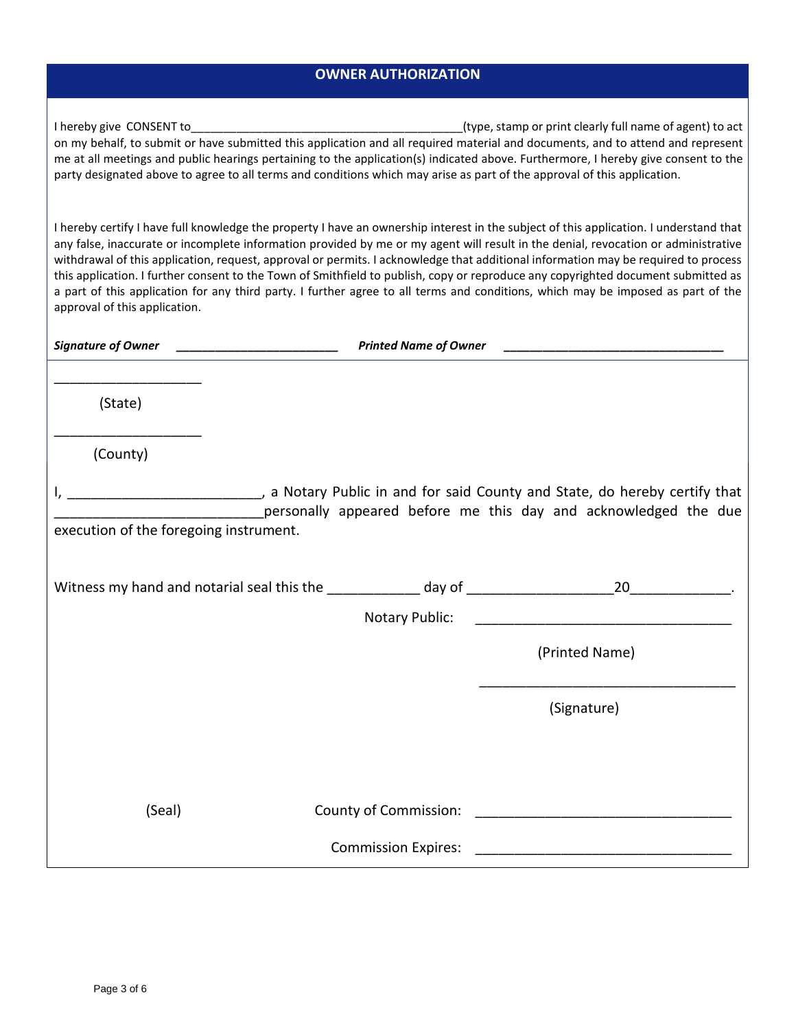## OWNER AUTHORIZATION

I hereby give CONSENT to__________________________________________(type, stamp or print clearly full name of agent) to act on my behalf, to submit or have submitted this application and all required material and documents, and to attend and represent me at all meetings and public hearings pertaining to the application(s) indicated above. Furthermore, I hereby give consent to the party designated above to agree to all terms and conditions which may arise as part of the approval of this application.

I hereby certify I have full knowledge the property I have an ownership interest in the subject of this application. I understand that any false, inaccurate or incomplete information provided by me or my agent will result in the denial, revocation or administrative withdrawal of this application, request, approval or permits. I acknowledge that additional information may be required to process this application. I further consent to the Town of Smithfield to publish, copy or reproduce any copyrighted document submitted as a part of this application for any third party. I further agree to all terms and conditions, which may be imposed as part of the approval of this application.

***Signature of Owner*** _________________________ ***Printed Name of Owner*** __________________________________

____________________

(State)

____________________

(County)

I, _________________________, a Notary Public in and for said County and State, do hereby certify that ___________________________personally appeared before me this day and acknowledged the due execution of the foregoing instrument.

Witness my hand and notarial seal this the ____________ day of ___________________20_____________.

Notary Public: _________________________________

(Printed Name)

_________________________________

(Signature)

(Seal)

County of Commission: _________________________________

Commission Expires: _________________________________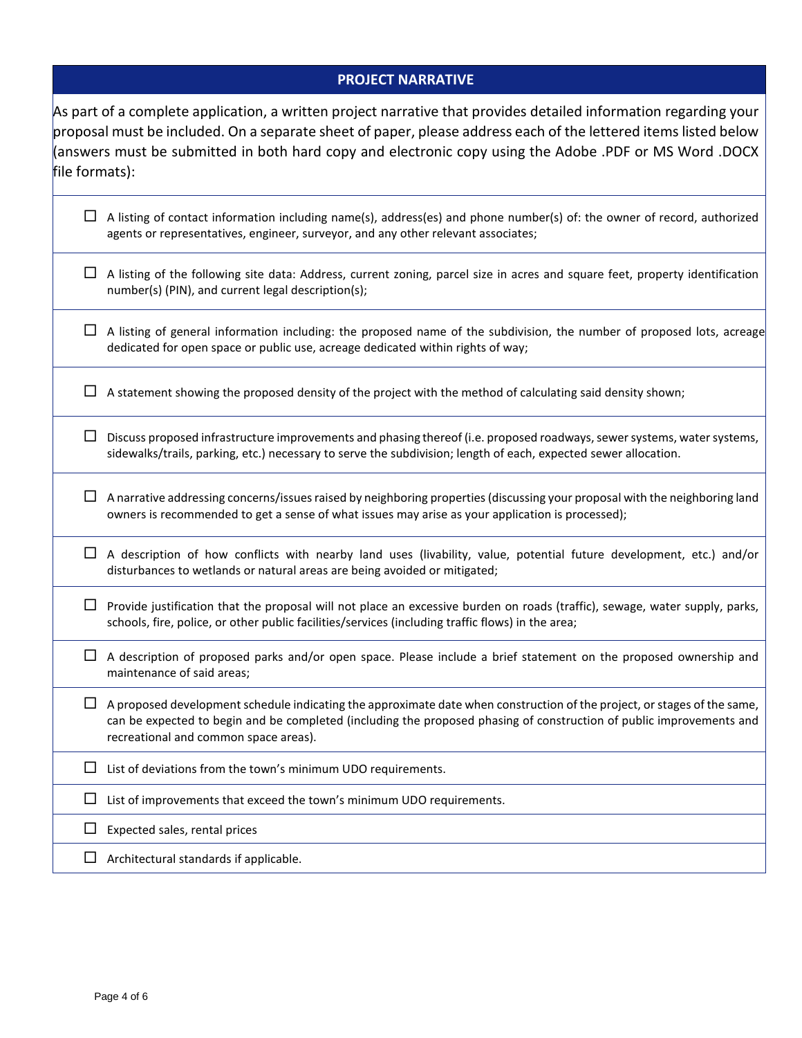## PROJECT NARRATIVE

As part of a complete application, a written project narrative that provides detailed information regarding your proposal must be included. On a separate sheet of paper, please address each of the lettered items listed below (answers must be submitted in both hard copy and electronic copy using the Adobe .PDF or MS Word .DOCX file formats):

- ☐ A listing of contact information including name(s), address(es) and phone number(s) of: the owner of record, authorized agents or representatives, engineer, surveyor, and any other relevant associates;
- ☐ A listing of the following site data: Address, current zoning, parcel size in acres and square feet, property identification number(s) (PIN), and current legal description(s);
- ☐ A listing of general information including: the proposed name of the subdivision, the number of proposed lots, acreage dedicated for open space or public use, acreage dedicated within rights of way;
- ☐ A statement showing the proposed density of the project with the method of calculating said density shown;
- ☐ Discuss proposed infrastructure improvements and phasing thereof (i.e. proposed roadways, sewer systems, water systems, sidewalks/trails, parking, etc.) necessary to serve the subdivision; length of each, expected sewer allocation.
- ☐ A narrative addressing concerns/issues raised by neighboring properties (discussing your proposal with the neighboring land owners is recommended to get a sense of what issues may arise as your application is processed);
- ☐ A description of how conflicts with nearby land uses (livability, value, potential future development, etc.) and/or disturbances to wetlands or natural areas are being avoided or mitigated;
- ☐ Provide justification that the proposal will not place an excessive burden on roads (traffic), sewage, water supply, parks, schools, fire, police, or other public facilities/services (including traffic flows) in the area;
- ☐ A description of proposed parks and/or open space. Please include a brief statement on the proposed ownership and maintenance of said areas;
- ☐ A proposed development schedule indicating the approximate date when construction of the project, or stages of the same, can be expected to begin and be completed (including the proposed phasing of construction of public improvements and recreational and common space areas).
- ☐ List of deviations from the town's minimum UDO requirements.
- ☐ List of improvements that exceed the town's minimum UDO requirements.
- ☐ Expected sales, rental prices
- ☐ Architectural standards if applicable.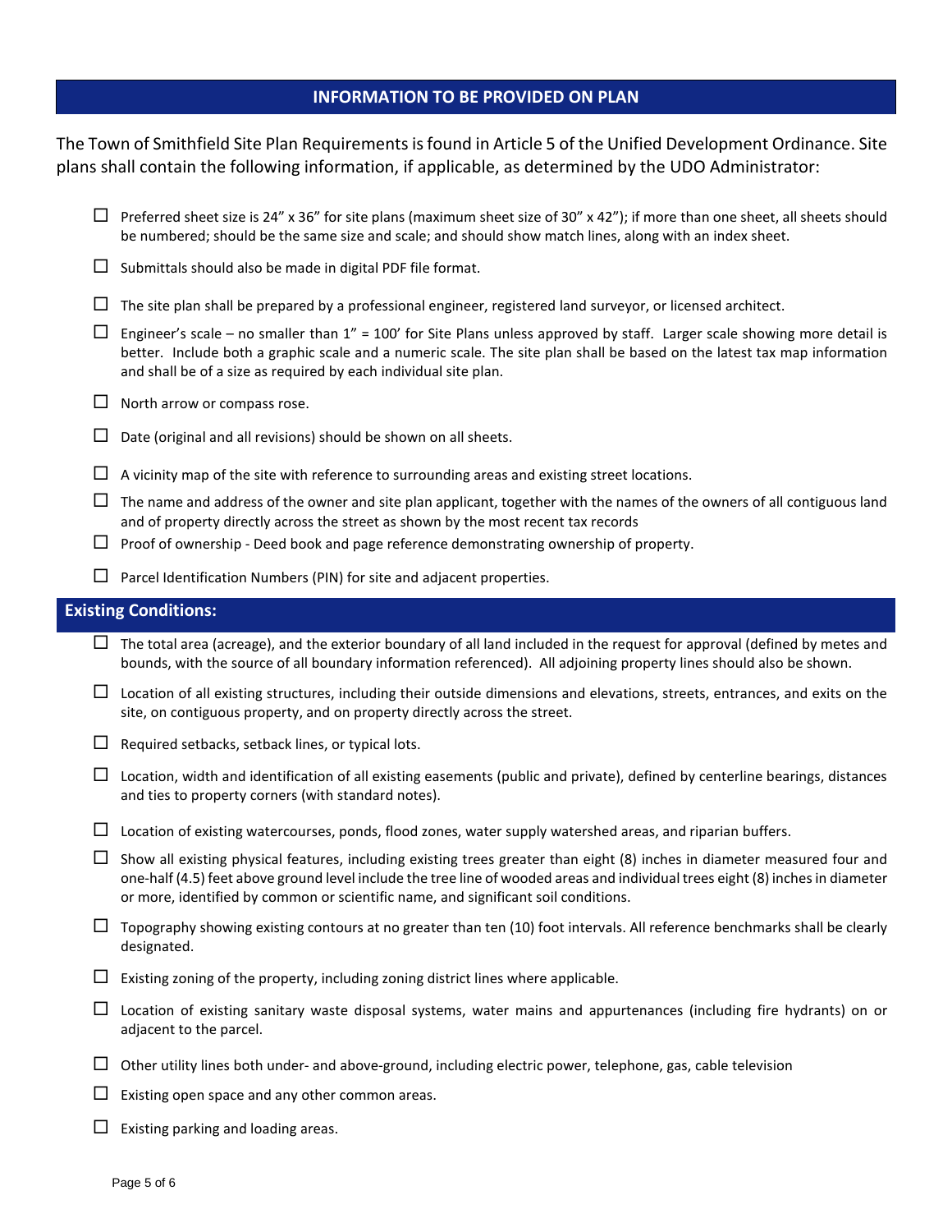## INFORMATION TO BE PROVIDED ON PLAN

The Town of Smithfield Site Plan Requirements is found in Article 5 of the Unified Development Ordinance. Site plans shall contain the following information, if applicable, as determined by the UDO Administrator:

- ☐ Preferred sheet size is 24" x 36" for site plans (maximum sheet size of 30" x 42"); if more than one sheet, all sheets should be numbered; should be the same size and scale; and should show match lines, along with an index sheet.
- ☐ Submittals should also be made in digital PDF file format.
- ☐ The site plan shall be prepared by a professional engineer, registered land surveyor, or licensed architect.
- ☐ Engineer's scale – no smaller than 1" = 100' for Site Plans unless approved by staff. Larger scale showing more detail is better. Include both a graphic scale and a numeric scale. The site plan shall be based on the latest tax map information and shall be of a size as required by each individual site plan.
- ☐ North arrow or compass rose.
- ☐ Date (original and all revisions) should be shown on all sheets.
- ☐ A vicinity map of the site with reference to surrounding areas and existing street locations.
- ☐ The name and address of the owner and site plan applicant, together with the names of the owners of all contiguous land and of property directly across the street as shown by the most recent tax records
- ☐ Proof of ownership - Deed book and page reference demonstrating ownership of property.
- ☐ Parcel Identification Numbers (PIN) for site and adjacent properties.

## Existing Conditions:

- ☐ The total area (acreage), and the exterior boundary of all land included in the request for approval (defined by metes and bounds, with the source of all boundary information referenced). All adjoining property lines should also be shown.
- ☐ Location of all existing structures, including their outside dimensions and elevations, streets, entrances, and exits on the site, on contiguous property, and on property directly across the street.
- ☐ Required setbacks, setback lines, or typical lots.
- ☐ Location, width and identification of all existing easements (public and private), defined by centerline bearings, distances and ties to property corners (with standard notes).
- ☐ Location of existing watercourses, ponds, flood zones, water supply watershed areas, and riparian buffers.
- ☐ Show all existing physical features, including existing trees greater than eight (8) inches in diameter measured four and one-half (4.5) feet above ground level include the tree line of wooded areas and individual trees eight (8) inches in diameter or more, identified by common or scientific name, and significant soil conditions.
- ☐ Topography showing existing contours at no greater than ten (10) foot intervals. All reference benchmarks shall be clearly designated.
- ☐ Existing zoning of the property, including zoning district lines where applicable.
- ☐ Location of existing sanitary waste disposal systems, water mains and appurtenances (including fire hydrants) on or adjacent to the parcel.
- ☐ Other utility lines both under- and above-ground, including electric power, telephone, gas, cable television
- ☐ Existing open space and any other common areas.
- ☐ Existing parking and loading areas.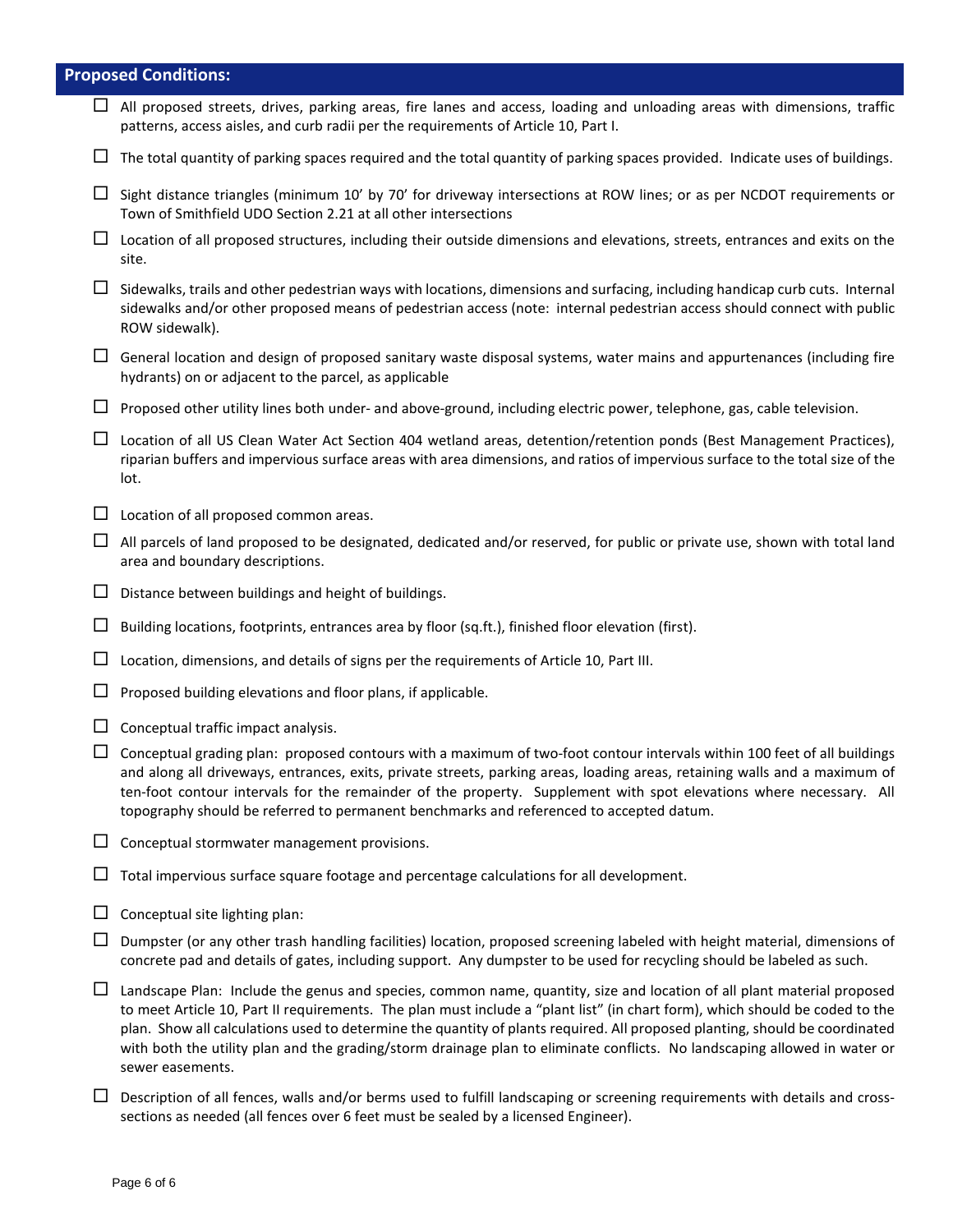## Proposed Conditions:

- ☐ All proposed streets, drives, parking areas, fire lanes and access, loading and unloading areas with dimensions, traffic patterns, access aisles, and curb radii per the requirements of Article 10, Part I.
- ☐ The total quantity of parking spaces required and the total quantity of parking spaces provided. Indicate uses of buildings.
- ☐ Sight distance triangles (minimum 10' by 70' for driveway intersections at ROW lines; or as per NCDOT requirements or Town of Smithfield UDO Section 2.21 at all other intersections
- ☐ Location of all proposed structures, including their outside dimensions and elevations, streets, entrances and exits on the site.
- ☐ Sidewalks, trails and other pedestrian ways with locations, dimensions and surfacing, including handicap curb cuts. Internal sidewalks and/or other proposed means of pedestrian access (note: internal pedestrian access should connect with public ROW sidewalk).
- ☐ General location and design of proposed sanitary waste disposal systems, water mains and appurtenances (including fire hydrants) on or adjacent to the parcel, as applicable
- ☐ Proposed other utility lines both under- and above-ground, including electric power, telephone, gas, cable television.
- ☐ Location of all US Clean Water Act Section 404 wetland areas, detention/retention ponds (Best Management Practices), riparian buffers and impervious surface areas with area dimensions, and ratios of impervious surface to the total size of the lot.
- ☐ Location of all proposed common areas.
- ☐ All parcels of land proposed to be designated, dedicated and/or reserved, for public or private use, shown with total land area and boundary descriptions.
- ☐ Distance between buildings and height of buildings.
- ☐ Building locations, footprints, entrances area by floor (sq.ft.), finished floor elevation (first).
- ☐ Location, dimensions, and details of signs per the requirements of Article 10, Part III.
- ☐ Proposed building elevations and floor plans, if applicable.
- ☐ Conceptual traffic impact analysis.
- ☐ Conceptual grading plan: proposed contours with a maximum of two-foot contour intervals within 100 feet of all buildings and along all driveways, entrances, exits, private streets, parking areas, loading areas, retaining walls and a maximum of ten-foot contour intervals for the remainder of the property. Supplement with spot elevations where necessary. All topography should be referred to permanent benchmarks and referenced to accepted datum.
- ☐ Conceptual stormwater management provisions.
- ☐ Total impervious surface square footage and percentage calculations for all development.
- ☐ Conceptual site lighting plan:
- ☐ Dumpster (or any other trash handling facilities) location, proposed screening labeled with height material, dimensions of concrete pad and details of gates, including support. Any dumpster to be used for recycling should be labeled as such.
- ☐ Landscape Plan: Include the genus and species, common name, quantity, size and location of all plant material proposed to meet Article 10, Part II requirements. The plan must include a "plant list" (in chart form), which should be coded to the plan. Show all calculations used to determine the quantity of plants required. All proposed planting, should be coordinated with both the utility plan and the grading/storm drainage plan to eliminate conflicts. No landscaping allowed in water or sewer easements.
- ☐ Description of all fences, walls and/or berms used to fulfill landscaping or screening requirements with details and cross-sections as needed (all fences over 6 feet must be sealed by a licensed Engineer).